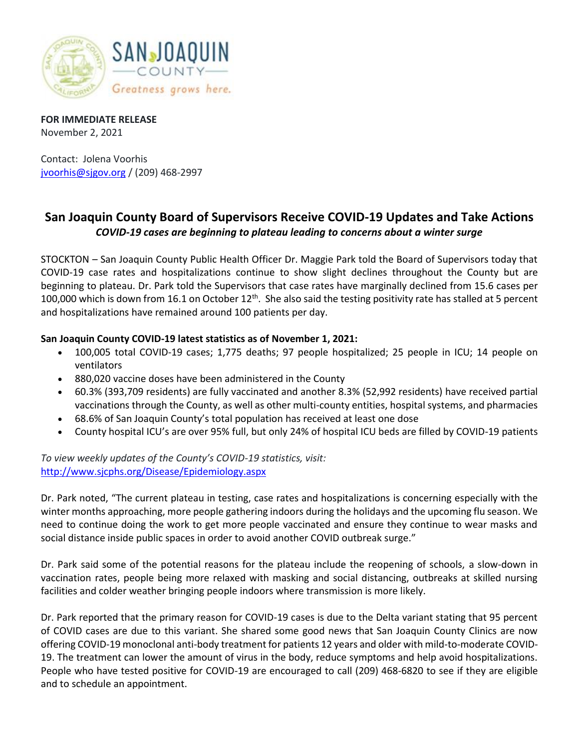**FOR IMMEDIATE RELEASE**
November 2, 2021

Contact: Jolena Voorhis
jvoorhis@sjgov.org / (209) 468-2997

# San Joaquin County Board of Supervisors Receive COVID-19 Updates and Take Actions

***COVID-19 cases are beginning to plateau leading to concerns about a winter surge***

STOCKTON – San Joaquin County Public Health Officer Dr. Maggie Park told the Board of Supervisors today that COVID-19 case rates and hospitalizations continue to show slight declines throughout the County but are beginning to plateau. Dr. Park told the Supervisors that case rates have marginally declined from 15.6 cases per 100,000 which is down from 16.1 on October 12th. She also said the testing positivity rate has stalled at 5 percent and hospitalizations have remained around 100 patients per day.

**San Joaquin County COVID-19 latest statistics as of November 1, 2021:**

- 100,005 total COVID-19 cases; 1,775 deaths; 97 people hospitalized; 25 people in ICU; 14 people on ventilators
- 880,020 vaccine doses have been administered in the County
- 60.3% (393,709 residents) are fully vaccinated and another 8.3% (52,992 residents) have received partial vaccinations through the County, as well as other multi-county entities, hospital systems, and pharmacies
- 68.6% of San Joaquin County's total population has received at least one dose
- County hospital ICU's are over 95% full, but only 24% of hospital ICU beds are filled by COVID-19 patients

*To view weekly updates of the County's COVID-19 statistics, visit:*
http://www.sjcphs.org/Disease/Epidemiology.aspx

Dr. Park noted, "The current plateau in testing, case rates and hospitalizations is concerning especially with the winter months approaching, more people gathering indoors during the holidays and the upcoming flu season. We need to continue doing the work to get more people vaccinated and ensure they continue to wear masks and social distance inside public spaces in order to avoid another COVID outbreak surge."

Dr. Park said some of the potential reasons for the plateau include the reopening of schools, a slow-down in vaccination rates, people being more relaxed with masking and social distancing, outbreaks at skilled nursing facilities and colder weather bringing people indoors where transmission is more likely.

Dr. Park reported that the primary reason for COVID-19 cases is due to the Delta variant stating that 95 percent of COVID cases are due to this variant. She shared some good news that San Joaquin County Clinics are now offering COVID-19 monoclonal anti-body treatment for patients 12 years and older with mild-to-moderate COVID-19. The treatment can lower the amount of virus in the body, reduce symptoms and help avoid hospitalizations. People who have tested positive for COVID-19 are encouraged to call (209) 468-6820 to see if they are eligible and to schedule an appointment.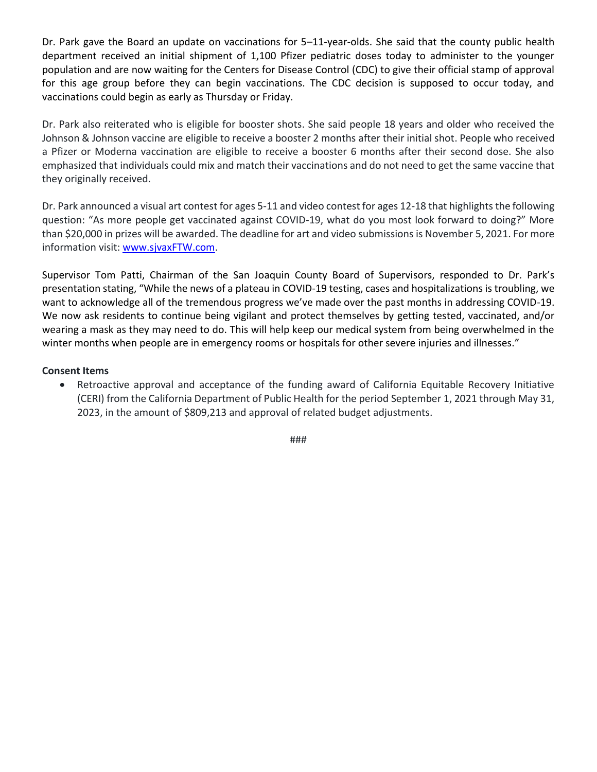Dr. Park gave the Board an update on vaccinations for 5–11-year-olds. She said that the county public health department received an initial shipment of 1,100 Pfizer pediatric doses today to administer to the younger population and are now waiting for the Centers for Disease Control (CDC) to give their official stamp of approval for this age group before they can begin vaccinations. The CDC decision is supposed to occur today, and vaccinations could begin as early as Thursday or Friday.

Dr. Park also reiterated who is eligible for booster shots. She said people 18 years and older who received the Johnson & Johnson vaccine are eligible to receive a booster 2 months after their initial shot. People who received a Pfizer or Moderna vaccination are eligible to receive a booster 6 months after their second dose. She also emphasized that individuals could mix and match their vaccinations and do not need to get the same vaccine that they originally received.

Dr. Park announced a visual art contest for ages 5-11 and video contest for ages 12-18 that highlights the following question: "As more people get vaccinated against COVID-19, what do you most look forward to doing?" More than $20,000 in prizes will be awarded. The deadline for art and video submissions is November 5, 2021. For more information visit: [www.sjvaxFTW.com](www.sjvaxFTW.com).

Supervisor Tom Patti, Chairman of the San Joaquin County Board of Supervisors, responded to Dr. Park's presentation stating, "While the news of a plateau in COVID-19 testing, cases and hospitalizations is troubling, we want to acknowledge all of the tremendous progress we've made over the past months in addressing COVID-19. We now ask residents to continue being vigilant and protect themselves by getting tested, vaccinated, and/or wearing a mask as they may need to do. This will help keep our medical system from being overwhelmed in the winter months when people are in emergency rooms or hospitals for other severe injuries and illnesses."

**Consent Items**

- Retroactive approval and acceptance of the funding award of California Equitable Recovery Initiative (CERI) from the California Department of Public Health for the period September 1, 2021 through May 31, 2023, in the amount of $809,213 and approval of related budget adjustments.

###